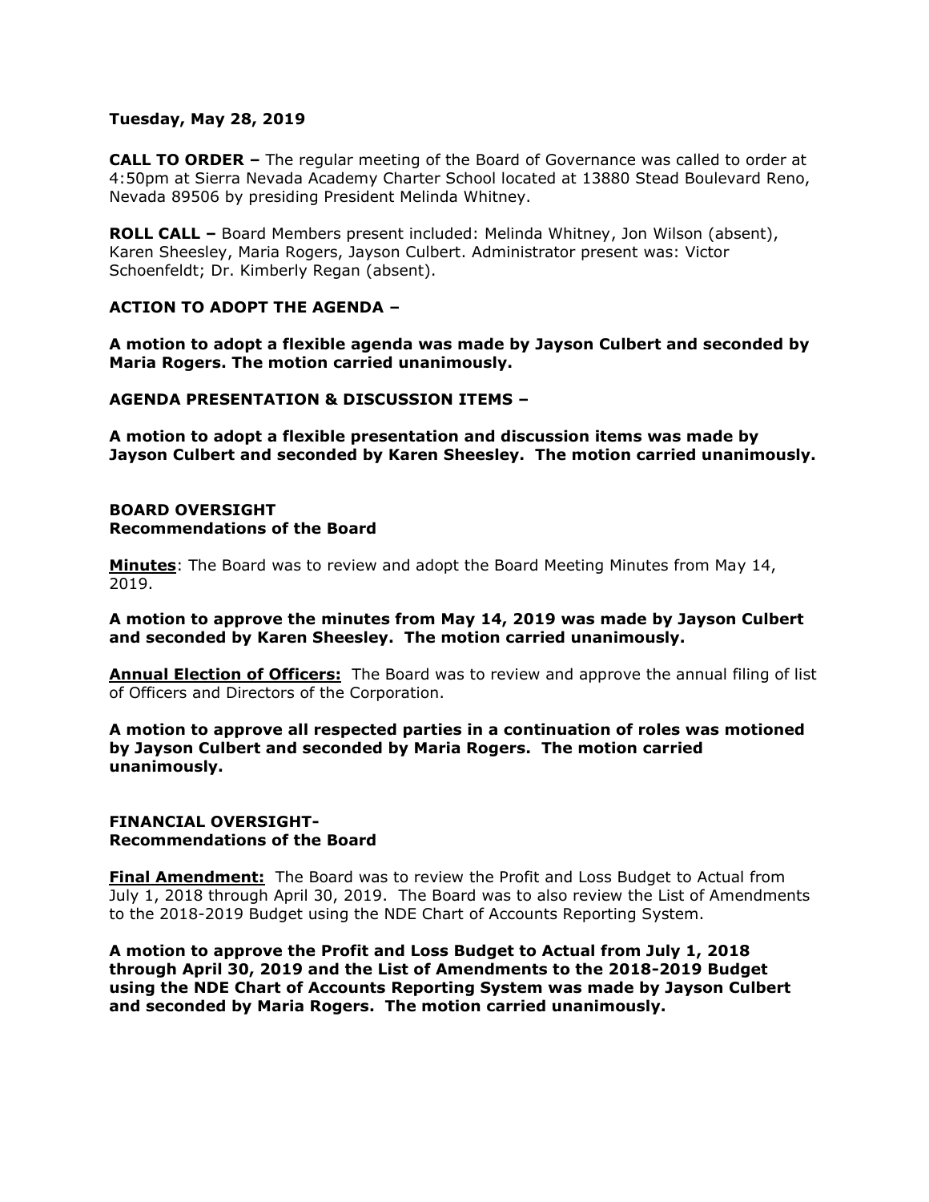**Tuesday, May 28, 2019**

**CALL TO ORDER –** The regular meeting of the Board of Governance was called to order at 4:50pm at Sierra Nevada Academy Charter School located at 13880 Stead Boulevard Reno, Nevada 89506 by presiding President Melinda Whitney.

**ROLL CALL –** Board Members present included: Melinda Whitney, Jon Wilson (absent), Karen Sheesley, Maria Rogers, Jayson Culbert. Administrator present was: Victor Schoenfeldt; Dr. Kimberly Regan (absent).

**ACTION TO ADOPT THE AGENDA –**

**A motion to adopt a flexible agenda was made by Jayson Culbert and seconded by Maria Rogers. The motion carried unanimously.**

**AGENDA PRESENTATION & DISCUSSION ITEMS –**

**A motion to adopt a flexible presentation and discussion items was made by Jayson Culbert and seconded by Karen Sheesley. The motion carried unanimously.**

**BOARD OVERSIGHT**
**Recommendations of the Board**

**Minutes**: The Board was to review and adopt the Board Meeting Minutes from May 14, 2019.

**A motion to approve the minutes from May 14, 2019 was made by Jayson Culbert and seconded by Karen Sheesley. The motion carried unanimously.**

**Annual Election of Officers:** The Board was to review and approve the annual filing of list of Officers and Directors of the Corporation.

**A motion to approve all respected parties in a continuation of roles was motioned by Jayson Culbert and seconded by Maria Rogers. The motion carried unanimously.**

**FINANCIAL OVERSIGHT-**
**Recommendations of the Board**

**Final Amendment:** The Board was to review the Profit and Loss Budget to Actual from July 1, 2018 through April 30, 2019. The Board was to also review the List of Amendments to the 2018-2019 Budget using the NDE Chart of Accounts Reporting System.

**A motion to approve the Profit and Loss Budget to Actual from July 1, 2018 through April 30, 2019 and the List of Amendments to the 2018-2019 Budget using the NDE Chart of Accounts Reporting System was made by Jayson Culbert and seconded by Maria Rogers. The motion carried unanimously.**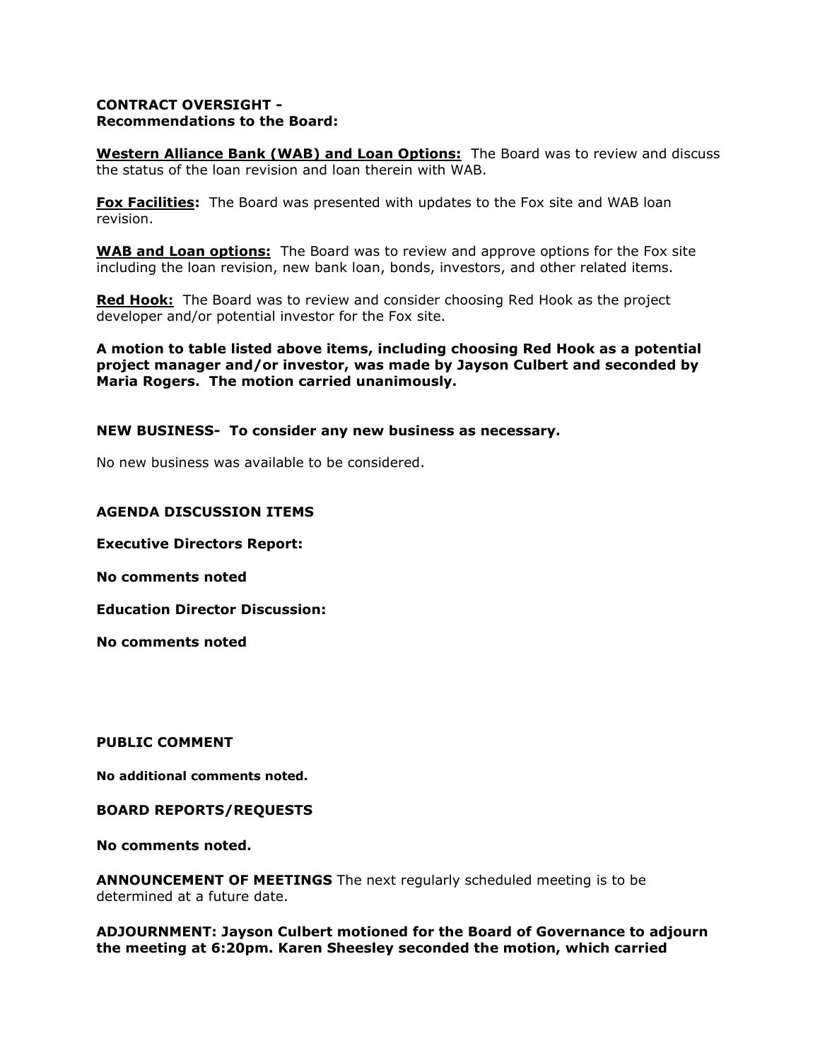**CONTRACT OVERSIGHT -**
**Recommendations to the Board:**

**Western Alliance Bank (WAB) and Loan Options:** The Board was to review and discuss the status of the loan revision and loan therein with WAB.

**Fox Facilities:** The Board was presented with updates to the Fox site and WAB loan revision.

**WAB and Loan options:** The Board was to review and approve options for the Fox site including the loan revision, new bank loan, bonds, investors, and other related items.

**Red Hook:** The Board was to review and consider choosing Red Hook as the project developer and/or potential investor for the Fox site.

**A motion to table listed above items, including choosing Red Hook as a potential project manager and/or investor, was made by Jayson Culbert and seconded by Maria Rogers. The motion carried unanimously.**

**NEW BUSINESS- To consider any new business as necessary.**

No new business was available to be considered.

**AGENDA DISCUSSION ITEMS**

**Executive Directors Report:**

**No comments noted**

**Education Director Discussion:**

**No comments noted**

**PUBLIC COMMENT**

**No additional comments noted.**

**BOARD REPORTS/REQUESTS**

**No comments noted.**

**ANNOUNCEMENT OF MEETINGS** The next regularly scheduled meeting is to be determined at a future date.

**ADJOURNMENT: Jayson Culbert motioned for the Board of Governance to adjourn the meeting at 6:20pm. Karen Sheesley seconded the motion, which carried**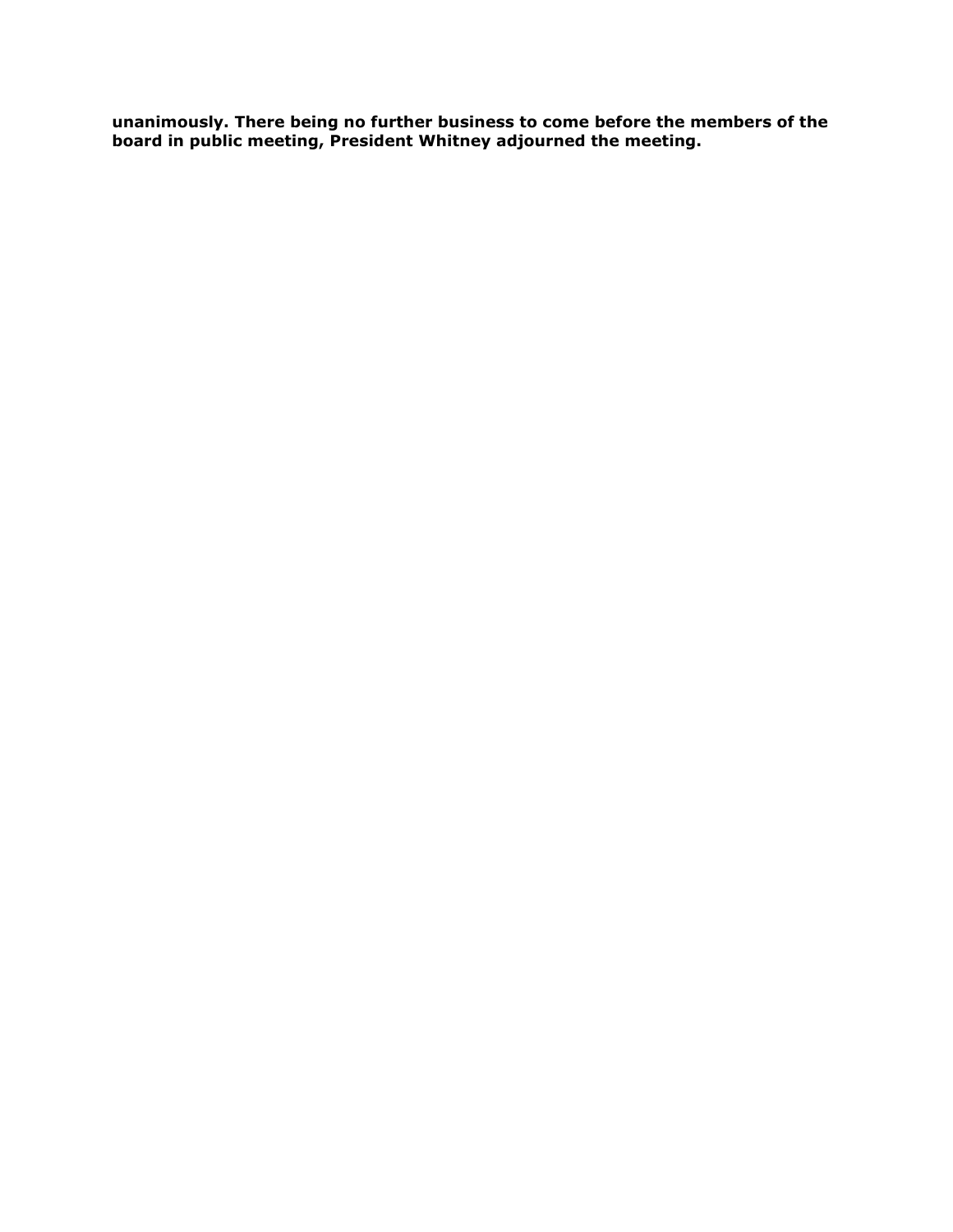**unanimously. There being no further business to come before the members of the board in public meeting, President Whitney adjourned the meeting.**